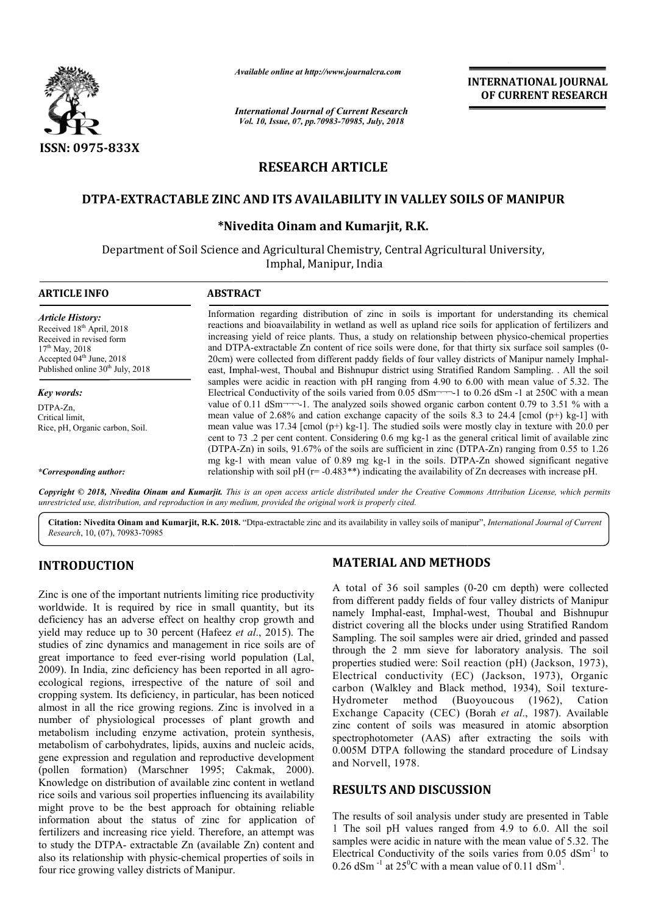*Available online at http://www.journalcra.com*

*International Journal of Current Research*
*Vol. 10, Issue, 07, pp.70983-70985, July, 2018*

**INTERNATIONAL JOURNAL OF CURRENT RESEARCH**

ISSN: 0975-833X

# RESEARCH ARTICLE

## DTPA-EXTRACTABLE ZINC AND ITS AVAILABILITY IN VALLEY SOILS OF MANIPUR

### *Nivedita Oinam and Kumarjit, R.K.

Department of Soil Science and Agricultural Chemistry, Central Agricultural University, Imphal, Manipur, India

**ARTICLE INFO**

*Article History:*
Received 18th April, 2018
Received in revised form
17th May, 2018
Accepted 04th June, 2018
Published online 30th July, 2018

*Key words:*
DTPA-Zn,
Critical limit,
Rice, pH, Organic carbon, Soil.

**\*Corresponding author:**

**ABSTRACT**

Information regarding distribution of zinc in soils is important for understanding its chemical reactions and bioavailability in wetland as well as upland rice soils for application of fertilizers and increasing yield of reice plants. Thus, a study on relationship between physico-chemical properties and DTPA-extractable Zn content of rice soils were done, for that thirty six surface soil samples (0-20cm) were collected from different paddy fields of four valley districts of Manipur namely Imphal-east, Imphal-west, Thoubal and Bishnupur district using Stratified Random Sampling. . All the soil samples were acidic in reaction with pH ranging from 4.90 to 6.00 with mean value of 5.32. The Electrical Conductivity of the soils varied from 0.05 dSm¬¬¬-1 to 0.26 dSm -1 at 250C with a mean value of 0.11 dSm¬¬¬-1. The analyzed soils showed organic carbon content 0.79 to 3.51 % with a mean value of 2.68% and cation exchange capacity of the soils 8.3 to 24.4 [cmol (p+) kg-1] with mean value was 17.34 [cmol (p+) kg-1]. The studied soils were mostly clay in texture with 20.0 per cent to 73 .2 per cent content. Considering 0.6 mg kg-1 as the general critical limit of available zinc (DTPA-Zn) in soils, 91.67% of the soils are sufficient in zinc (DTPA-Zn) ranging from 0.55 to 1.26 mg kg-1 with mean value of 0.89 mg kg-1 in the soils. DTPA-Zn showed significant negative relationship with soil pH (r= -0.483**) indicating the availability of Zn decreases with increase pH.

*Copyright © 2018, Nivedita Oinam and Kumarjit. This is an open access article distributed under the Creative Commons Attribution License, which permits unrestricted use, distribution, and reproduction in any medium, provided the original work is properly cited.*

**Citation: Nivedita Oinam and Kumarjit, R.K. 2018.** "Dtpa-extractable zinc and its availability in valley soils of manipur", *International Journal of Current Research*, 10, (07), 70983-70985

## INTRODUCTION

Zinc is one of the important nutrients limiting rice productivity worldwide. It is required by rice in small quantity, but its deficiency has an adverse effect on healthy crop growth and yield may reduce up to 30 percent (Hafeez *et al*., 2015). The studies of zinc dynamics and management in rice soils are of great importance to feed ever-rising world population (Lal, 2009). In India, zinc deficiency has been reported in all agro-ecological regions, irrespective of the nature of soil and cropping system. Its deficiency, in particular, has been noticed almost in all the rice growing regions. Zinc is involved in a number of physiological processes of plant growth and metabolism including enzyme activation, protein synthesis, metabolism of carbohydrates, lipids, auxins and nucleic acids, gene expression and regulation and reproductive development (pollen formation) (Marschner 1995; Cakmak, 2000). Knowledge on distribution of available zinc content in wetland rice soils and various soil properties influencing its availability might prove to be the best approach for obtaining reliable information about the status of zinc for application of fertilizers and increasing rice yield. Therefore, an attempt was to study the DTPA- extractable Zn (available Zn) content and also its relationship with physic-chemical properties of soils in four rice growing valley districts of Manipur.

## MATERIAL AND METHODS

A total of 36 soil samples (0-20 cm depth) were collected from different paddy fields of four valley districts of Manipur namely Imphal-east, Imphal-west, Thoubal and Bishnupur district covering all the blocks under using Stratified Random Sampling. The soil samples were air dried, grinded and passed through the 2 mm sieve for laboratory analysis. The soil properties studied were: Soil reaction (pH) (Jackson, 1973), Electrical conductivity (EC) (Jackson, 1973), Organic carbon (Walkley and Black method, 1934), Soil texture-Hydrometer method (Buoyoucous (1962), Cation Exchange Capacity (CEC) (Borah *et al*., 1987). Available zinc content of soils was measured in atomic absorption spectrophotometer (AAS) after extracting the soils with 0.005M DTPA following the standard procedure of Lindsay and Norvell, 1978.

## RESULTS AND DISCUSSION

The results of soil analysis under study are presented in Table 1 The soil pH values ranged from 4.9 to 6.0. All the soil samples were acidic in nature with the mean value of 5.32. The Electrical Conductivity of the soils varies from 0.05 $dSm^{-1}$ to 0.26 $dSm^{-1}$ at $25^{0}C$ with a mean value of 0.11 $dSm^{-1}$.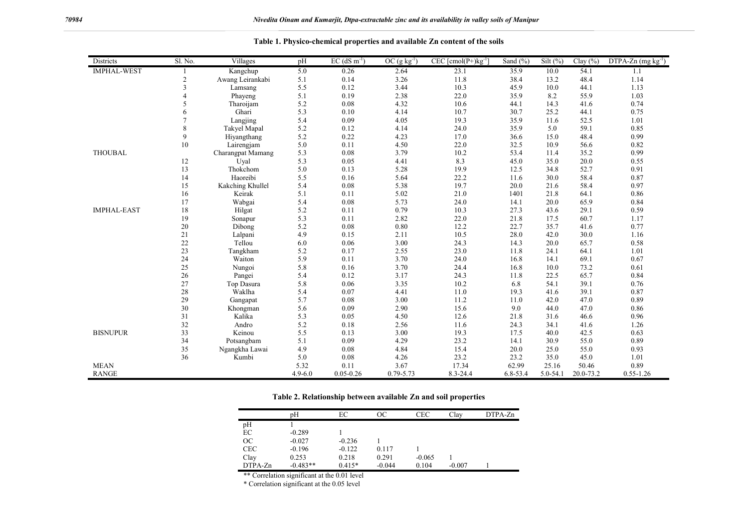**Table 1. Physico-chemical properties and available Zn content of the soils**

| Districts | Sl. No. | Villages | pH | EC (dS $m^{-1}$) | OC (g $kg^{-1}$) | CEC [cmol(P+)$kg^{-1}$] | Sand (%) | Silt (%) | Clay (%) | DTPA-Zn (mg $kg^{-1}$) |
|---|---|---|---|---|---|---|---|---|---|---|
| IMPHAL-WEST | 1 | Kangchup | 5.0 | 0.26 | 2.64 | 23.1 | 35.9 | 10.0 | 54.1 | 1.1 |
| | 2 | Awang Leirankabi | 5.1 | 0.14 | 3.26 | 11.8 | 38.4 | 13.2 | 48.4 | 1.14 |
| | 3 | Lamsang | 5.5 | 0.12 | 3.44 | 10.3 | 45.9 | 10.0 | 44.1 | 1.13 |
| | 4 | Phayeng | 5.1 | 0.19 | 2.38 | 22.0 | 35.9 | 8.2 | 55.9 | 1.03 |
| | 5 | Tharoijam | 5.2 | 0.08 | 4.32 | 10.6 | 44.1 | 14.3 | 41.6 | 0.74 |
| | 6 | Ghari | 5.3 | 0.10 | 4.14 | 10.7 | 30.7 | 25.2 | 44.1 | 0.75 |
| | 7 | Langjing | 5.4 | 0.09 | 4.05 | 19.3 | 35.9 | 11.6 | 52.5 | 1.01 |
| | 8 | Takyel Mapal | 5.2 | 0.12 | 4.14 | 24.0 | 35.9 | 5.0 | 59.1 | 0.85 |
| | 9 | Hiyangthang | 5.2 | 0.22 | 4.23 | 17.0 | 36.6 | 15.0 | 48.4 | 0.99 |
| | 10 | Lairengjam | 5.0 | 0.11 | 4.50 | 22.0 | 32.5 | 10.9 | 56.6 | 0.82 |
| THOUBAL | | Charangpat Mamang | 5.3 | 0.08 | 3.79 | 10.2 | 53.4 | 11.4 | 35.2 | 0.99 |
| | 12 | Uyal | 5.3 | 0.05 | 4.41 | 8.3 | 45.0 | 35.0 | 20.0 | 0.55 |
| | 13 | Thokchom | 5.0 | 0.13 | 5.28 | 19.9 | 12.5 | 34.8 | 52.7 | 0.91 |
| | 14 | Haoreibi | 5.5 | 0.16 | 5.64 | 22.2 | 11.6 | 30.0 | 58.4 | 0.87 |
| | 15 | Kakching Khullel | 5.4 | 0.08 | 5.38 | 19.7 | 20.0 | 21.6 | 58.4 | 0.97 |
| | 16 | Keirak | 5.1 | 0.11 | 5.02 | 21.0 | 1401 | 21.8 | 64.1 | 0.86 |
| | 17 | Wabgai | 5.4 | 0.08 | 5.73 | 24.0 | 14.1 | 20.0 | 65.9 | 0.84 |
| IMPHAL-EAST | 18 | Hilgat | 5.2 | 0.11 | 0.79 | 10.3 | 27.3 | 43.6 | 29.1 | 0.59 |
| | 19 | Sonapur | 5.3 | 0.11 | 2.82 | 22.0 | 21.8 | 17.5 | 60.7 | 1.17 |
| | 20 | Dibong | 5.2 | 0.08 | 0.80 | 12.2 | 22.7 | 35.7 | 41.6 | 0.77 |
| | 21 | Lalpani | 4.9 | 0.15 | 2.11 | 10.5 | 28.0 | 42.0 | 30.0 | 1.16 |
| | 22 | Tellou | 6.0 | 0.06 | 3.00 | 24.3 | 14.3 | 20.0 | 65.7 | 0.58 |
| | 23 | Tangkham | 5.2 | 0.17 | 2.55 | 23.0 | 11.8 | 24.1 | 64.1 | 1.01 |
| | 24 | Waiton | 5.9 | 0.11 | 3.70 | 24.0 | 16.8 | 14.1 | 69.1 | 0.67 |
| | 25 | Nungoi | 5.8 | 0.16 | 3.70 | 24.4 | 16.8 | 10.0 | 73.2 | 0.61 |
| | 26 | Pangei | 5.4 | 0.12 | 3.17 | 24.3 | 11.8 | 22.5 | 65.7 | 0.84 |
| | 27 | Top Dasura | 5.8 | 0.06 | 3.35 | 10.2 | 6.8 | 54.1 | 39.1 | 0.76 |
| | 28 | Waklha | 5.4 | 0.07 | 4.41 | 11.0 | 19.3 | 41.6 | 39.1 | 0.87 |
| | 29 | Gangapat | 5.7 | 0.08 | 3.00 | 11.2 | 11.0 | 42.0 | 47.0 | 0.89 |
| | 30 | Khongman | 5.6 | 0.09 | 2.90 | 15.6 | 9.0 | 44.0 | 47.0 | 0.86 |
| | 31 | Kalika | 5.3 | 0.05 | 4.50 | 12.6 | 21.8 | 31.6 | 46.6 | 0.96 |
| | 32 | Andro | 5.2 | 0.18 | 2.56 | 11.6 | 24.3 | 34.1 | 41.6 | 1.26 |
| BISNUPUR | 33 | Keinou | 5.5 | 0.13 | 3.00 | 19.3 | 17.5 | 40.0 | 42.5 | 0.63 |
| | 34 | Potsangbam | 5.1 | 0.09 | 4.29 | 23.2 | 14.1 | 30.9 | 55.0 | 0.89 |
| | 35 | Ngangkha Lawai | 4.9 | 0.08 | 4.84 | 15.4 | 20.0 | 25.0 | 55.0 | 0.93 |
| | 36 | Kumbi | 5.0 | 0.08 | 4.26 | 23.2 | 23.2 | 35.0 | 45.0 | 1.01 |
| MEAN | | | 5.32 | 0.11 | 3.67 | 17.34 | 62.99 | 25.16 | 50.46 | 0.89 |
| RANGE | | | 4.9-6.0 | 0.05-0.26 | 0.79-5.73 | 8.3-24.4 | 6.8-53.4 | 5.0-54.1 | 20.0-73.2 | 0.55-1.26 |

**Table 2. Relationship between available Zn and soil properties**

| | pH | EC | OC | CEC | Clay | DTPA-Zn |
|---|---|---|---|---|---|---|
| pH | 1 | | | | | |
| EC | -0.289 | 1 | | | | |
| OC | -0.027 | -0.236 | 1 | | | |
| CEC | -0.196 | -0.122 | 0.117 | 1 | | |
| Clay | 0.253 | 0.218 | 0.291 | -0.065 | 1 | |
| DTPA-Zn | -0.483** | 0.415* | -0.044 | 0.104 | -0.007 | 1 |

** Correlation significant at the 0.01 level

* Correlation significant at the 0.05 level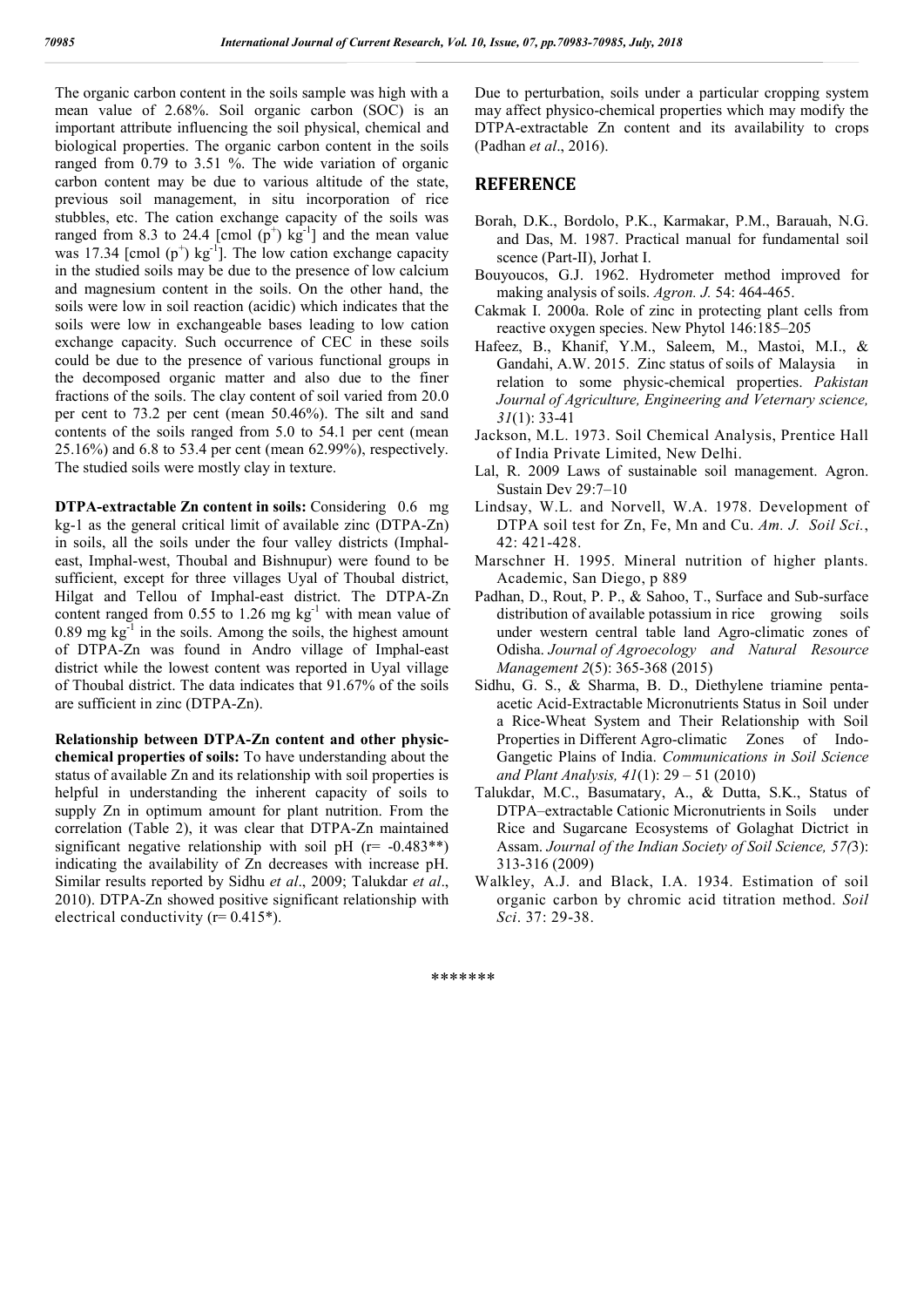The organic carbon content in the soils sample was high with a mean value of 2.68%. Soil organic carbon (SOC) is an important attribute influencing the soil physical, chemical and biological properties. The organic carbon content in the soils ranged from 0.79 to 3.51 %. The wide variation of organic carbon content may be due to various altitude of the state, previous soil management, in situ incorporation of rice stubbles, etc. The cation exchange capacity of the soils was ranged from 8.3 to 24.4 [cmol $(p^+)$ $kg^{-1}$] and the mean value was 17.34 [cmol $(p^+)$ $kg^{-1}$]. The low cation exchange capacity in the studied soils may be due to the presence of low calcium and magnesium content in the soils. On the other hand, the soils were low in soil reaction (acidic) which indicates that the soils were low in exchangeable bases leading to low cation exchange capacity. Such occurrence of CEC in these soils could be due to the presence of various functional groups in the decomposed organic matter and also due to the finer fractions of the soils. The clay content of soil varied from 20.0 per cent to 73.2 per cent (mean 50.46%). The silt and sand contents of the soils ranged from 5.0 to 54.1 per cent (mean 25.16%) and 6.8 to 53.4 per cent (mean 62.99%), respectively. The studied soils were mostly clay in texture.

**DTPA-extractable Zn content in soils:** Considering 0.6 mg kg-1 as the general critical limit of available zinc (DTPA-Zn) in soils, all the soils under the four valley districts (Imphal-east, Imphal-west, Thoubal and Bishnupur) were found to be sufficient, except for three villages Uyal of Thoubal district, Hilgat and Tellou of Imphal-east district. The DTPA-Zn content ranged from 0.55 to 1.26 mg $kg^{-1}$ with mean value of 0.89 mg $kg^{-1}$ in the soils. Among the soils, the highest amount of DTPA-Zn was found in Andro village of Imphal-east district while the lowest content was reported in Uyal village of Thoubal district. The data indicates that 91.67% of the soils are sufficient in zinc (DTPA-Zn).

**Relationship between DTPA-Zn content and other physic-chemical properties of soils:** To have understanding about the status of available Zn and its relationship with soil properties is helpful in understanding the inherent capacity of soils to supply Zn in optimum amount for plant nutrition. From the correlation (Table 2), it was clear that DTPA-Zn maintained significant negative relationship with soil pH (r= -0.483**) indicating the availability of Zn decreases with increase pH. Similar results reported by Sidhu *et al*., 2009; Talukdar *et al*., 2010). DTPA-Zn showed positive significant relationship with electrical conductivity (r= 0.415*).

Due to perturbation, soils under a particular cropping system may affect physico-chemical properties which may modify the DTPA-extractable Zn content and its availability to crops (Padhan *et al*., 2016).

## REFERENCE

Borah, D.K., Bordolo, P.K., Karmakar, P.M., Barauah, N.G. and Das, M. 1987. Practical manual for fundamental soil scence (Part-II), Jorhat I.

Bouyoucos, G.J. 1962. Hydrometer method improved for making analysis of soils. *Agron. J.* 54: 464-465.

Cakmak I. 2000a. Role of zinc in protecting plant cells from reactive oxygen species. New Phytol 146:185–205

Hafeez, B., Khanif, Y.M., Saleem, M., Mastoi, M.I., & Gandahi, A.W. 2015. Zinc status of soils of Malaysia in relation to some physic-chemical properties. *Pakistan Journal of Agriculture, Engineering and Veternary science, 31*(1): 33-41

Jackson, M.L. 1973. Soil Chemical Analysis, Prentice Hall of India Private Limited, New Delhi.

Lal, R. 2009 Laws of sustainable soil management. Agron. Sustain Dev 29:7–10

Lindsay, W.L. and Norvell, W.A. 1978. Development of DTPA soil test for Zn, Fe, Mn and Cu. *Am. J. Soil Sci.*, 42: 421-428.

Marschner H. 1995. Mineral nutrition of higher plants. Academic, San Diego, p 889

Padhan, D., Rout, P. P., & Sahoo, T., Surface and Sub-surface distribution of available potassium in rice growing soils under western central table land Agro-climatic zones of Odisha. *Journal of Agroecology and Natural Resource Management 2*(5): 365-368 (2015)

Sidhu, G. S., & Sharma, B. D., Diethylene triamine penta-acetic Acid-Extractable Micronutrients Status in Soil under a Rice-Wheat System and Their Relationship with Soil Properties in Different Agro-climatic Zones of Indo-Gangetic Plains of India. *Communications in Soil Science and Plant Analysis, 41*(1): 29 – 51 (2010)

Talukdar, M.C., Basumatary, A., & Dutta, S.K., Status of DTPA–extractable Cationic Micronutrients in Soils under Rice and Sugarcane Ecosystems of Golaghat Dictrict in Assam. *Journal of the Indian Society of Soil Science, 57(*3): 313-316 (2009)

Walkley, A.J. and Black, I.A. 1934. Estimation of soil organic carbon by chromic acid titration method. *Soil Sci*. 37: 29-38.

*******